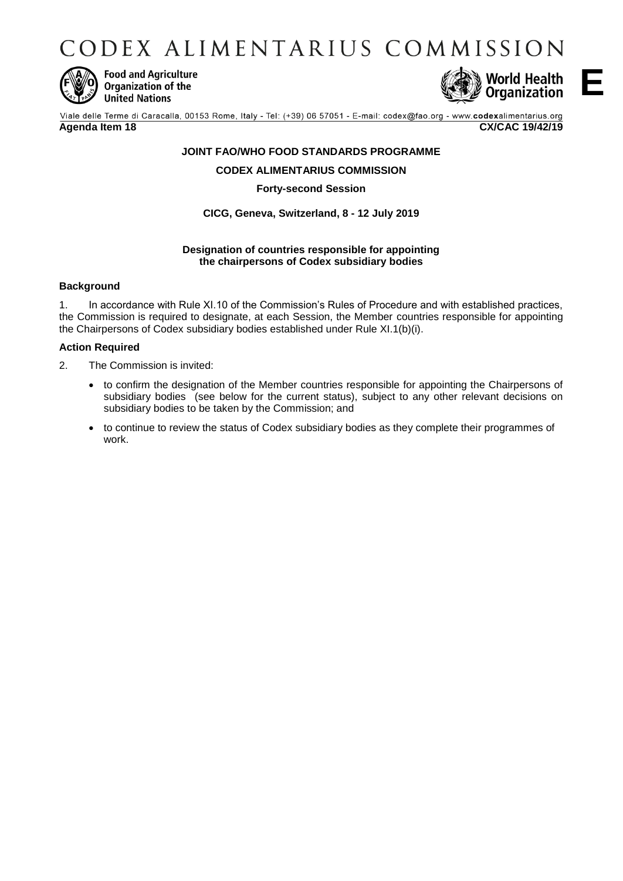# CODEX ALIMENTARIUS COMMISSION

Food and Agriculture Organization of the United Nations

World Health Organization

**E**

Viale delle Terme di Caracalla, 00153 Rome, Italy - Tel: (+39) 06 57051 - E-mail: codex@fao.org - www.codexalimentarius.org

**Agenda Item 18** **CX/CAC 19/42/19**

**JOINT FAO/WHO FOOD STANDARDS PROGRAMME**

**CODEX ALIMENTARIUS COMMISSION**

**Forty-second Session**

**CICG, Geneva, Switzerland, 8 - 12 July 2019**

**Designation of countries responsible for appointing the chairpersons of Codex subsidiary bodies**

### Background

1. In accordance with Rule XI.10 of the Commission's Rules of Procedure and with established practices, the Commission is required to designate, at each Session, the Member countries responsible for appointing the Chairpersons of Codex subsidiary bodies established under Rule XI.1(b)(i).

### Action Required

2. The Commission is invited:

- to confirm the designation of the Member countries responsible for appointing the Chairpersons of subsidiary bodies (see below for the current status), subject to any other relevant decisions on subsidiary bodies to be taken by the Commission; and
- to continue to review the status of Codex subsidiary bodies as they complete their programmes of work.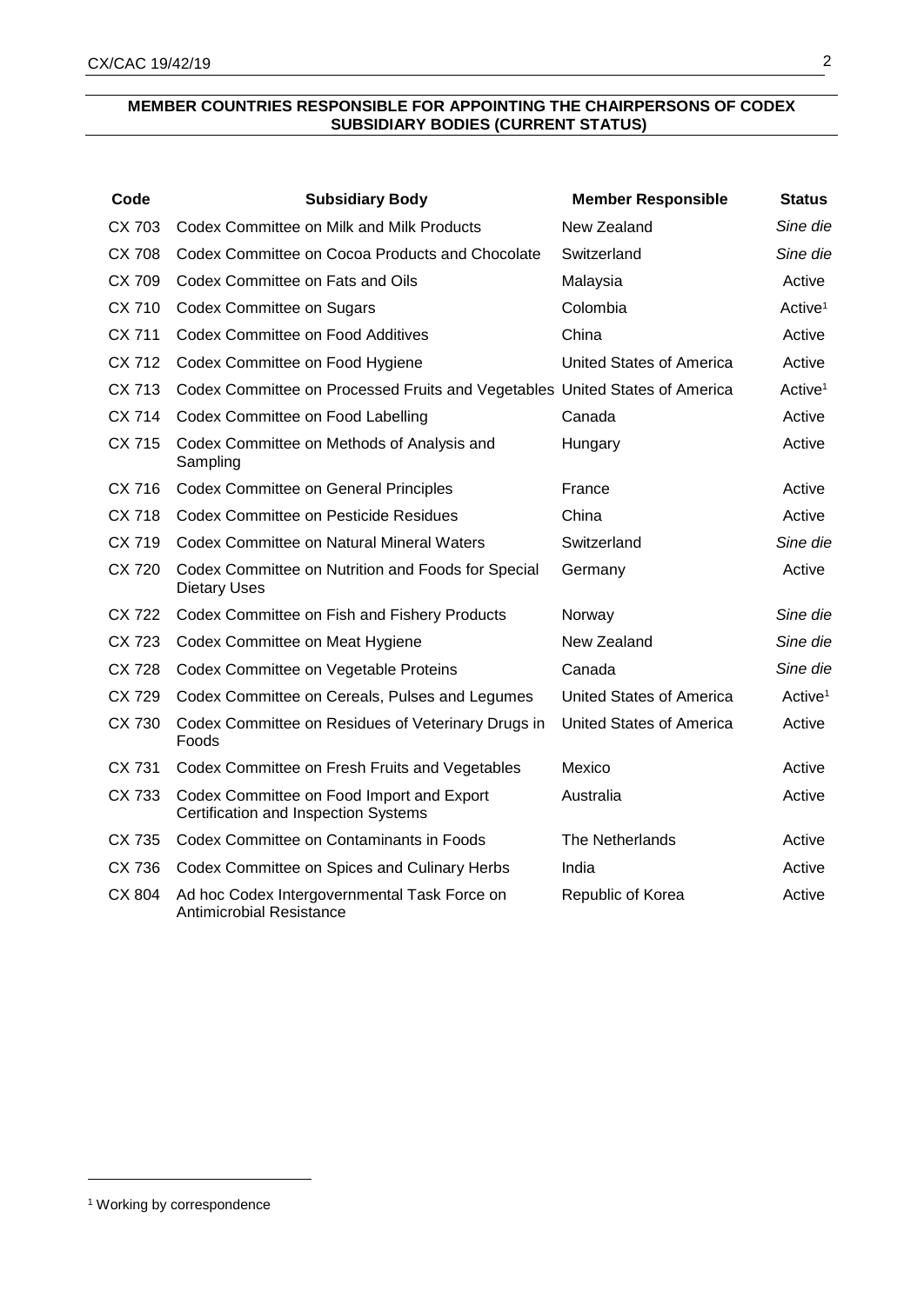## MEMBER COUNTRIES RESPONSIBLE FOR APPOINTING THE CHAIRPERSONS OF CODEX SUBSIDIARY BODIES (CURRENT STATUS)

| Code | Subsidiary Body | Member Responsible | Status |
|---|---|---|---|
| CX 703 | Codex Committee on Milk and Milk Products | New Zealand | *Sine die* |
| CX 708 | Codex Committee on Cocoa Products and Chocolate | Switzerland | *Sine die* |
| CX 709 | Codex Committee on Fats and Oils | Malaysia | Active |
| CX 710 | Codex Committee on Sugars | Colombia | Active[1] |
| CX 711 | Codex Committee on Food Additives | China | Active |
| CX 712 | Codex Committee on Food Hygiene | United States of America | Active |
| CX 713 | Codex Committee on Processed Fruits and Vegetables | United States of America | Active[1] |
| CX 714 | Codex Committee on Food Labelling | Canada | Active |
| CX 715 | Codex Committee on Methods of Analysis and Sampling | Hungary | Active |
| CX 716 | Codex Committee on General Principles | France | Active |
| CX 718 | Codex Committee on Pesticide Residues | China | Active |
| CX 719 | Codex Committee on Natural Mineral Waters | Switzerland | *Sine die* |
| CX 720 | Codex Committee on Nutrition and Foods for Special Dietary Uses | Germany | Active |
| CX 722 | Codex Committee on Fish and Fishery Products | Norway | *Sine die* |
| CX 723 | Codex Committee on Meat Hygiene | New Zealand | *Sine die* |
| CX 728 | Codex Committee on Vegetable Proteins | Canada | *Sine die* |
| CX 729 | Codex Committee on Cereals, Pulses and Legumes | United States of America | Active[1] |
| CX 730 | Codex Committee on Residues of Veterinary Drugs in Foods | United States of America | Active |
| CX 731 | Codex Committee on Fresh Fruits and Vegetables | Mexico | Active |
| CX 733 | Codex Committee on Food Import and Export Certification and Inspection Systems | Australia | Active |
| CX 735 | Codex Committee on Contaminants in Foods | The Netherlands | Active |
| CX 736 | Codex Committee on Spices and Culinary Herbs | India | Active |
| CX 804 | Ad hoc Codex Intergovernmental Task Force on Antimicrobial Resistance | Republic of Korea | Active |

[1] Working by correspondence